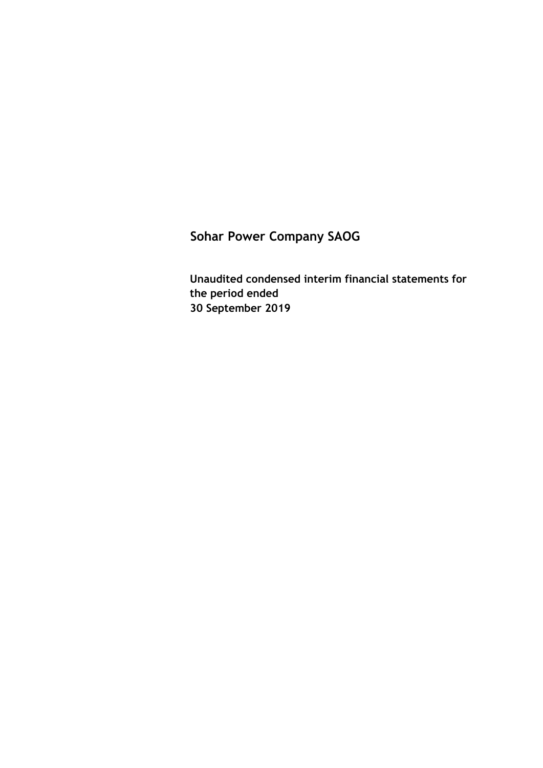# Sohar Power Company SAOG

**Unaudited condensed interim financial statements for the period ended 30 September 2019**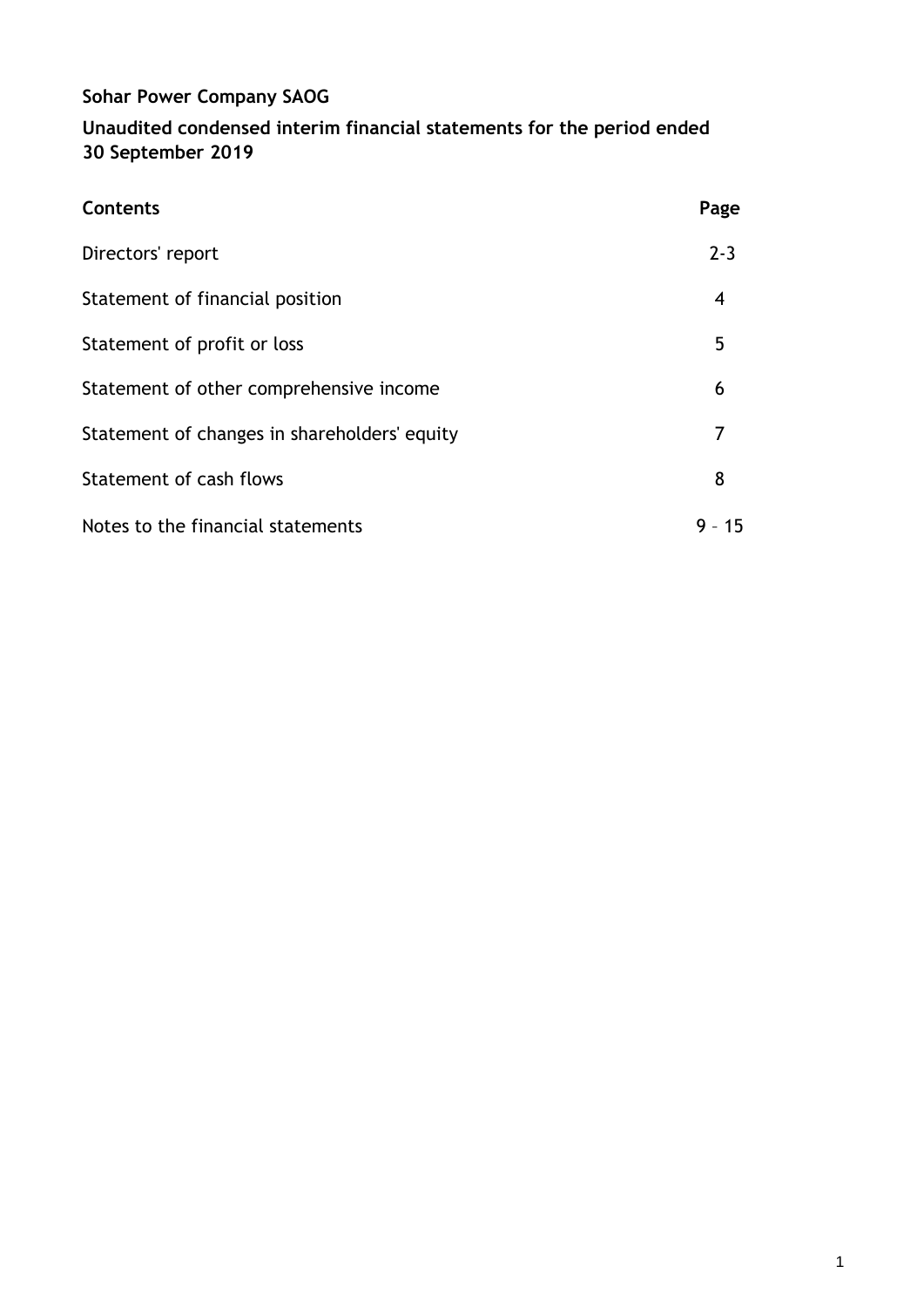**Sohar Power Company SAOG**

**Unaudited condensed interim financial statements for the period ended 30 September 2019**

| **Contents** | **Page** |
|---|---|
| Directors' report | 2-3 |
| Statement of financial position | 4 |
| Statement of profit or loss | 5 |
| Statement of other comprehensive income | 6 |
| Statement of changes in shareholders' equity | 7 |
| Statement of cash flows | 8 |
| Notes to the financial statements | 9 – 15 |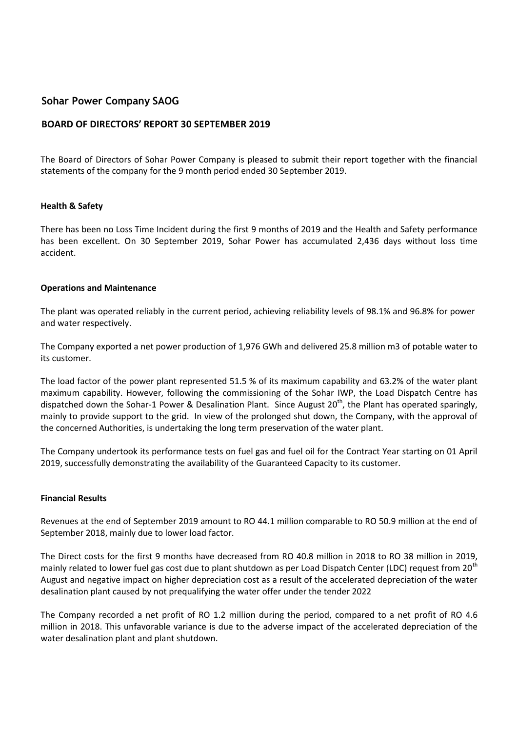## Sohar Power Company SAOG

### BOARD OF DIRECTORS' REPORT 30 SEPTEMBER 2019

The Board of Directors of Sohar Power Company is pleased to submit their report together with the financial statements of the company for the 9 month period ended 30 September 2019.

**Health & Safety**

There has been no Loss Time Incident during the first 9 months of 2019 and the Health and Safety performance has been excellent. On 30 September 2019, Sohar Power has accumulated 2,436 days without loss time accident.

**Operations and Maintenance**

The plant was operated reliably in the current period, achieving reliability levels of 98.1% and 96.8% for power and water respectively.

The Company exported a net power production of 1,976 GWh and delivered 25.8 million m3 of potable water to its customer.

The load factor of the power plant represented 51.5 % of its maximum capability and 63.2% of the water plant maximum capability. However, following the commissioning of the Sohar IWP, the Load Dispatch Centre has dispatched down the Sohar-1 Power & Desalination Plant. Since August 20th, the Plant has operated sparingly, mainly to provide support to the grid. In view of the prolonged shut down, the Company, with the approval of the concerned Authorities, is undertaking the long term preservation of the water plant.

The Company undertook its performance tests on fuel gas and fuel oil for the Contract Year starting on 01 April 2019, successfully demonstrating the availability of the Guaranteed Capacity to its customer.

**Financial Results**

Revenues at the end of September 2019 amount to RO 44.1 million comparable to RO 50.9 million at the end of September 2018, mainly due to lower load factor.

The Direct costs for the first 9 months have decreased from RO 40.8 million in 2018 to RO 38 million in 2019, mainly related to lower fuel gas cost due to plant shutdown as per Load Dispatch Center (LDC) request from 20th August and negative impact on higher depreciation cost as a result of the accelerated depreciation of the water desalination plant caused by not prequalifying the water offer under the tender 2022

The Company recorded a net profit of RO 1.2 million during the period, compared to a net profit of RO 4.6 million in 2018. This unfavorable variance is due to the adverse impact of the accelerated depreciation of the water desalination plant and plant shutdown.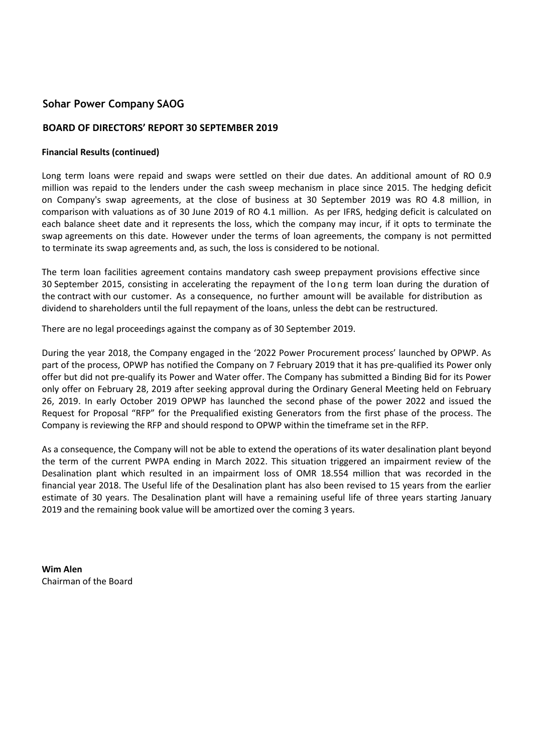## Sohar Power Company SAOG

### BOARD OF DIRECTORS' REPORT 30 SEPTEMBER 2019

**Financial Results (continued)**

Long term loans were repaid and swaps were settled on their due dates. An additional amount of RO 0.9 million was repaid to the lenders under the cash sweep mechanism in place since 2015. The hedging deficit on Company's swap agreements, at the close of business at 30 September 2019 was RO 4.8 million, in comparison with valuations as of 30 June 2019 of RO 4.1 million. As per IFRS, hedging deficit is calculated on each balance sheet date and it represents the loss, which the company may incur, if it opts to terminate the swap agreements on this date. However under the terms of loan agreements, the company is not permitted to terminate its swap agreements and, as such, the loss is considered to be notional.

The term loan facilities agreement contains mandatory cash sweep prepayment provisions effective since 30 September 2015, consisting in accelerating the repayment of the long term loan during the duration of the contract with our customer. As a consequence, no further amount will be available for distribution as dividend to shareholders until the full repayment of the loans, unless the debt can be restructured.

There are no legal proceedings against the company as of 30 September 2019.

During the year 2018, the Company engaged in the '2022 Power Procurement process' launched by OPWP. As part of the process, OPWP has notified the Company on 7 February 2019 that it has pre-qualified its Power only offer but did not pre-qualify its Power and Water offer. The Company has submitted a Binding Bid for its Power only offer on February 28, 2019 after seeking approval during the Ordinary General Meeting held on February 26, 2019. In early October 2019 OPWP has launched the second phase of the power 2022 and issued the Request for Proposal "RFP" for the Prequalified existing Generators from the first phase of the process. The Company is reviewing the RFP and should respond to OPWP within the timeframe set in the RFP.

As a consequence, the Company will not be able to extend the operations of its water desalination plant beyond the term of the current PWPA ending in March 2022. This situation triggered an impairment review of the Desalination plant which resulted in an impairment loss of OMR 18.554 million that was recorded in the financial year 2018. The Useful life of the Desalination plant has also been revised to 15 years from the earlier estimate of 30 years. The Desalination plant will have a remaining useful life of three years starting January 2019 and the remaining book value will be amortized over the coming 3 years.

**Wim Alen**
Chairman of the Board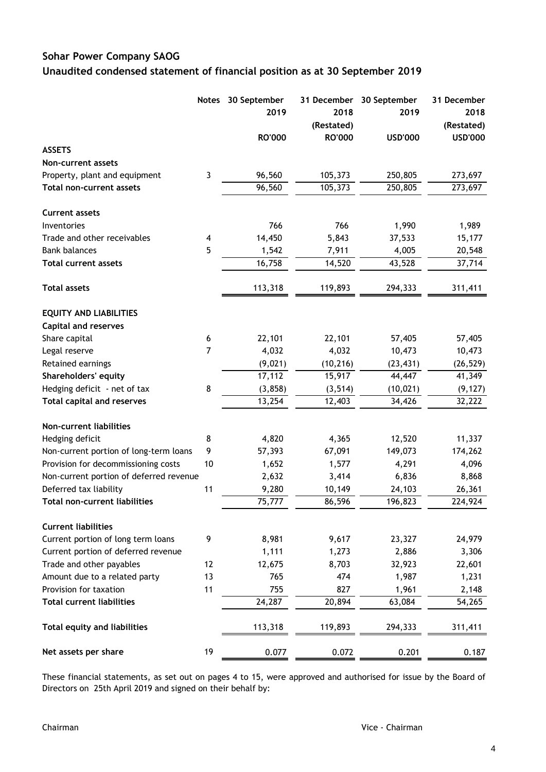# Sohar Power Company SAOG

## Unaudited condensed statement of financial position as at 30 September 2019

| | Notes | 30 September 2019 | 31 December 2018 (Restated) | 30 September 2019 | 31 December 2018 (Restated) |
|---|---|---|---|---|---|
| | | RO'000 | RO'000 | USD'000 | USD'000 |
| **ASSETS** | | | | | |
| **Non-current assets** | | | | | |
| Property, plant and equipment | 3 | 96,560 | 105,373 | 250,805 | 273,697 |
| **Total non-current assets** | | 96,560 | 105,373 | 250,805 | 273,697 |
| **Current assets** | | | | | |
| Inventories | | 766 | 766 | 1,990 | 1,989 |
| Trade and other receivables | 4 | 14,450 | 5,843 | 37,533 | 15,177 |
| Bank balances | 5 | 1,542 | 7,911 | 4,005 | 20,548 |
| **Total current assets** | | 16,758 | 14,520 | 43,528 | 37,714 |
| **Total assets** | | 113,318 | 119,893 | 294,333 | 311,411 |
| **EQUITY AND LIABILITIES** | | | | | |
| **Capital and reserves** | | | | | |
| Share capital | 6 | 22,101 | 22,101 | 57,405 | 57,405 |
| Legal reserve | 7 | 4,032 | 4,032 | 10,473 | 10,473 |
| Retained earnings | | (9,021) | (10,216) | (23,431) | (26,529) |
| **Shareholders' equity** | | 17,112 | 15,917 | 44,447 | 41,349 |
| Hedging deficit - net of tax | 8 | (3,858) | (3,514) | (10,021) | (9,127) |
| **Total capital and reserves** | | 13,254 | 12,403 | 34,426 | 32,222 |
| **Non-current liabilities** | | | | | |
| Hedging deficit | 8 | 4,820 | 4,365 | 12,520 | 11,337 |
| Non-current portion of long-term loans | 9 | 57,393 | 67,091 | 149,073 | 174,262 |
| Provision for decommissioning costs | 10 | 1,652 | 1,577 | 4,291 | 4,096 |
| Non-current portion of deferred revenue | | 2,632 | 3,414 | 6,836 | 8,868 |
| Deferred tax liability | 11 | 9,280 | 10,149 | 24,103 | 26,361 |
| **Total non-current liabilities** | | 75,777 | 86,596 | 196,823 | 224,924 |
| **Current liabilities** | | | | | |
| Current portion of long term loans | 9 | 8,981 | 9,617 | 23,327 | 24,979 |
| Current portion of deferred revenue | | 1,111 | 1,273 | 2,886 | 3,306 |
| Trade and other payables | 12 | 12,675 | 8,703 | 32,923 | 22,601 |
| Amount due to a related party | 13 | 765 | 474 | 1,987 | 1,231 |
| Provision for taxation | 11 | 755 | 827 | 1,961 | 2,148 |
| **Total current liabilities** | | 24,287 | 20,894 | 63,084 | 54,265 |
| **Total equity and liabilities** | | 113,318 | 119,893 | 294,333 | 311,411 |
| **Net assets per share** | 19 | 0.077 | 0.072 | 0.201 | 0.187 |

These financial statements, as set out on pages 4 to 15, were approved and authorised for issue by the Board of Directors on 25th April 2019 and signed on their behalf by:

Chairman                                                                                    Vice - Chairman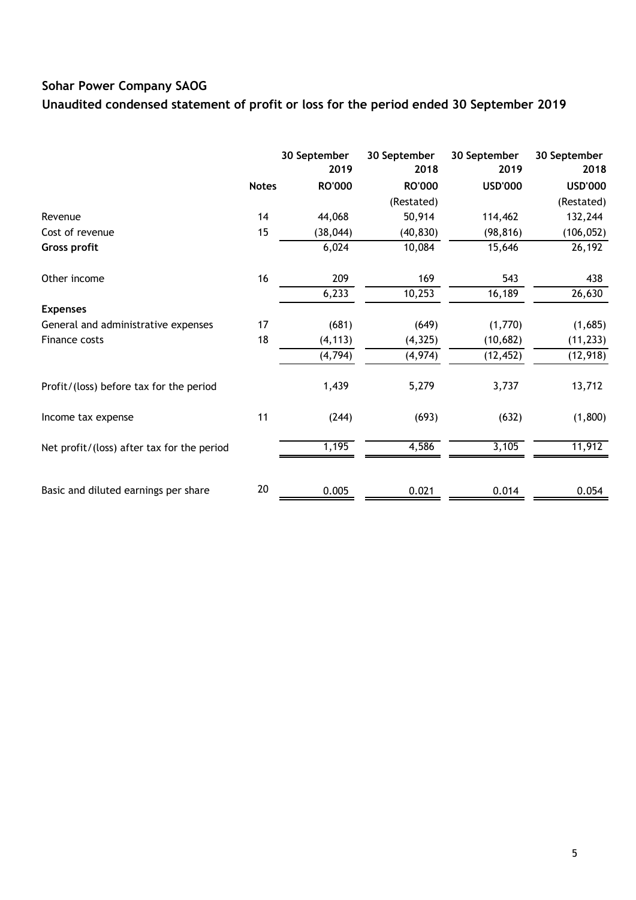**Sohar Power Company SAOG**

**Unaudited condensed statement of profit or loss for the period ended 30 September 2019**

| | Notes | 30 September 2019 | 30 September 2018 | 30 September 2019 | 30 September 2018 |
|---|---|---|---|---|---|
| | | **RO'000** | **RO'000** | **USD'000** | **USD'000** |
| | | | (Restated) | | (Restated) |
| Revenue | 14 | 44,068 | 50,914 | 114,462 | 132,244 |
| Cost of revenue | 15 | (38,044) | (40,830) | (98,816) | (106,052) |
| **Gross profit** | | 6,024 | 10,084 | 15,646 | 26,192 |
| Other income | 16 | 209 | 169 | 543 | 438 |
| | | 6,233 | 10,253 | 16,189 | 26,630 |
| **Expenses** | | | | | |
| General and administrative expenses | 17 | (681) | (649) | (1,770) | (1,685) |
| Finance costs | 18 | (4,113) | (4,325) | (10,682) | (11,233) |
| | | (4,794) | (4,974) | (12,452) | (12,918) |
| Profit/(loss) before tax for the period | | 1,439 | 5,279 | 3,737 | 13,712 |
| Income tax expense | 11 | (244) | (693) | (632) | (1,800) |
| Net profit/(loss) after tax for the period | | 1,195 | 4,586 | 3,105 | 11,912 |
| Basic and diluted earnings per share | 20 | 0.005 | 0.021 | 0.014 | 0.054 |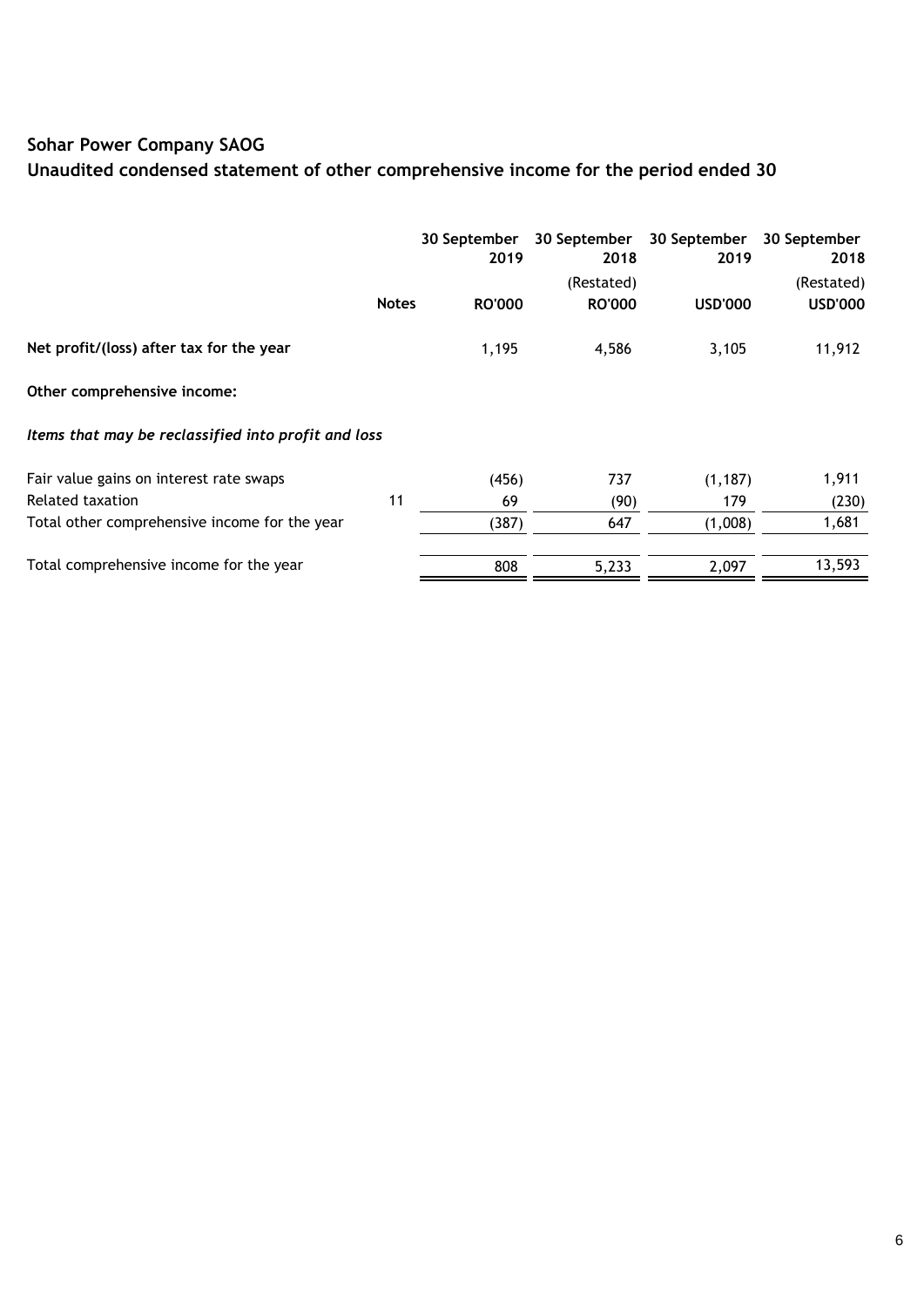# Sohar Power Company SAOG

## Unaudited condensed statement of other comprehensive income for the period ended 30

| | Notes | 30 September 2019 | 30 September 2018 (Restated) | 30 September 2019 | 30 September 2018 (Restated) |
|---|---|---|---|---|---|
| | | RO'000 | RO'000 | USD'000 | USD'000 |
| **Net profit/(loss) after tax for the year** | | 1,195 | 4,586 | 3,105 | 11,912 |
| **Other comprehensive income:** | | | | | |
| ***Items that may be reclassified into profit and loss*** | | | | | |
| Fair value gains on interest rate swaps | | (456) | 737 | (1,187) | 1,911 |
| Related taxation | 11 | 69 | (90) | 179 | (230) |
| Total other comprehensive income for the year | | (387) | 647 | (1,008) | 1,681 |
| Total comprehensive income for the year | | 808 | 5,233 | 2,097 | 13,593 |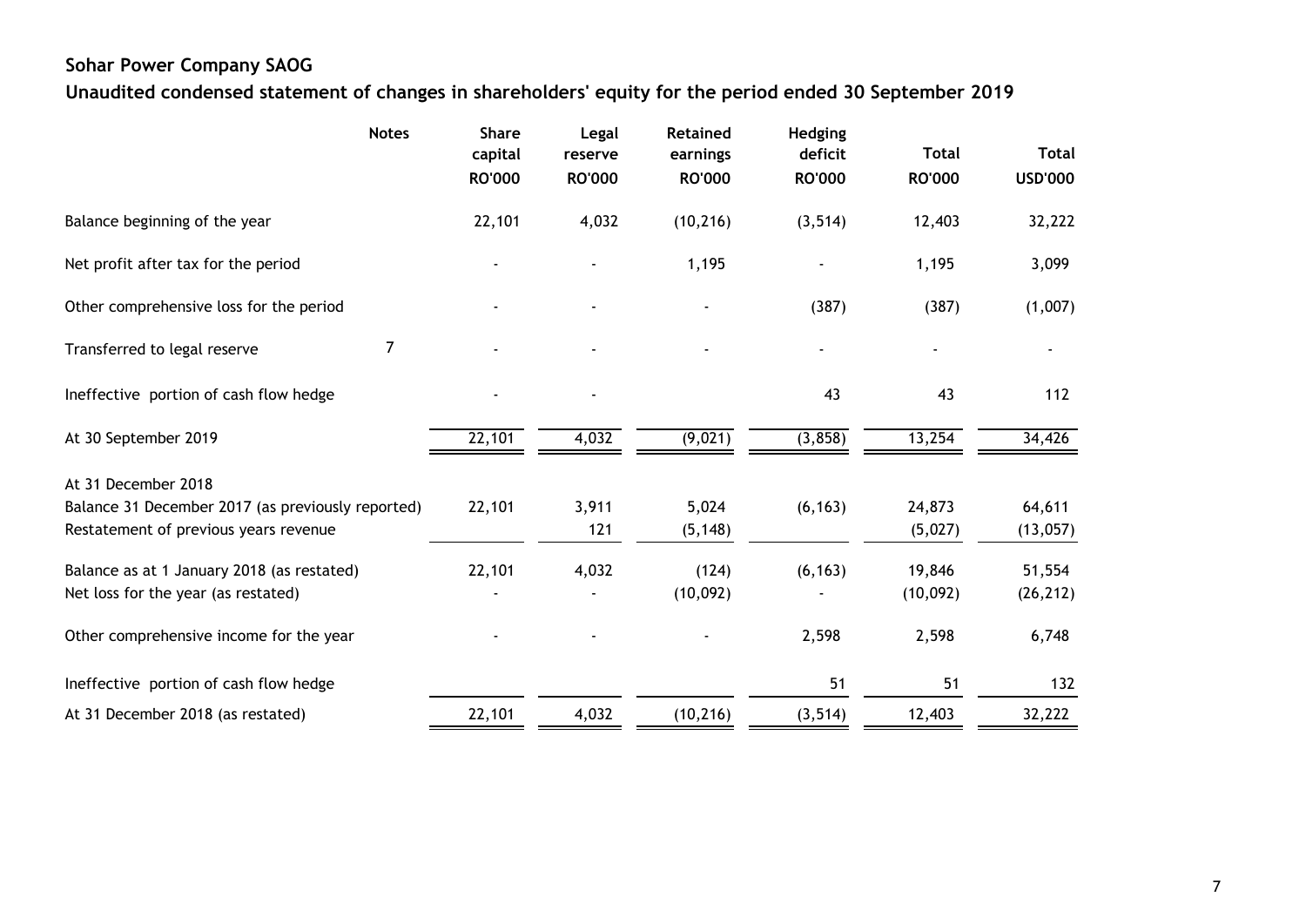# Sohar Power Company SAOG

## Unaudited condensed statement of changes in shareholders' equity for the period ended 30 September 2019

| | Notes | Share capital RO'000 | Legal reserve RO'000 | Retained earnings RO'000 | Hedging deficit RO'000 | Total RO'000 | Total USD'000 |
|---|---|---|---|---|---|---|---|
| Balance beginning of the year | | 22,101 | 4,032 | (10,216) | (3,514) | 12,403 | 32,222 |
| Net profit after tax for the period | | - | - | 1,195 | - | 1,195 | 3,099 |
| Other comprehensive loss for the period | | - | - | - | (387) | (387) | (1,007) |
| Transferred to legal reserve | 7 | - | - | - | - | - | - |
| Ineffective portion of cash flow hedge | | - | - | | 43 | 43 | 112 |
| At 30 September 2019 | | 22,101 | 4,032 | (9,021) | (3,858) | 13,254 | 34,426 |
| At 31 December 2018 | | | | | | | |
| Balance 31 December 2017 (as previously reported) | | 22,101 | 3,911 | 5,024 | (6,163) | 24,873 | 64,611 |
| Restatement of previous years revenue | | | 121 | (5,148) | | (5,027) | (13,057) |
| Balance as at 1 January 2018 (as restated) | | 22,101 | 4,032 | (124) | (6,163) | 19,846 | 51,554 |
| Net loss for the year (as restated) | | - | - | (10,092) | - | (10,092) | (26,212) |
| Other comprehensive income for the year | | - | - | - | 2,598 | 2,598 | 6,748 |
| Ineffective portion of cash flow hedge | | | | | 51 | 51 | 132 |
| At 31 December 2018 (as restated) | | 22,101 | 4,032 | (10,216) | (3,514) | 12,403 | 32,222 |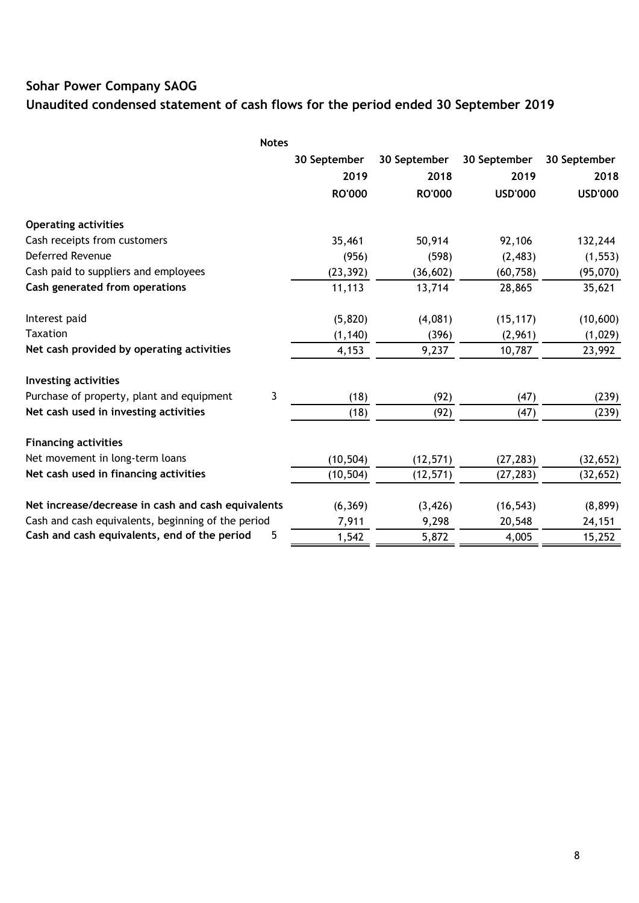## Sohar Power Company SAOG

## Unaudited condensed statement of cash flows for the period ended 30 September 2019

| | Notes | 30 September 2019 | 30 September 2018 | 30 September 2019 | 30 September 2018 |
|---|---|---|---|---|---|
| | | RO'000 | RO'000 | USD'000 | USD'000 |
| **Operating activities** | | | | | |
| Cash receipts from customers | | 35,461 | 50,914 | 92,106 | 132,244 |
| Deferred Revenue | | (956) | (598) | (2,483) | (1,553) |
| Cash paid to suppliers and employees | | (23,392) | (36,602) | (60,758) | (95,070) |
| **Cash generated from operations** | | 11,113 | 13,714 | 28,865 | 35,621 |
| Interest paid | | (5,820) | (4,081) | (15,117) | (10,600) |
| Taxation | | (1,140) | (396) | (2,961) | (1,029) |
| **Net cash provided by operating activities** | | 4,153 | 9,237 | 10,787 | 23,992 |
| **Investing activities** | | | | | |
| Purchase of property, plant and equipment | 3 | (18) | (92) | (47) | (239) |
| **Net cash used in investing activities** | | (18) | (92) | (47) | (239) |
| **Financing activities** | | | | | |
| Net movement in long-term loans | | (10,504) | (12,571) | (27,283) | (32,652) |
| **Net cash used in financing activities** | | (10,504) | (12,571) | (27,283) | (32,652) |
| **Net increase/decrease in cash and cash equivalents** | | (6,369) | (3,426) | (16,543) | (8,899) |
| Cash and cash equivalents, beginning of the period | | 7,911 | 9,298 | 20,548 | 24,151 |
| **Cash and cash equivalents, end of the period** | 5 | 1,542 | 5,872 | 4,005 | 15,252 |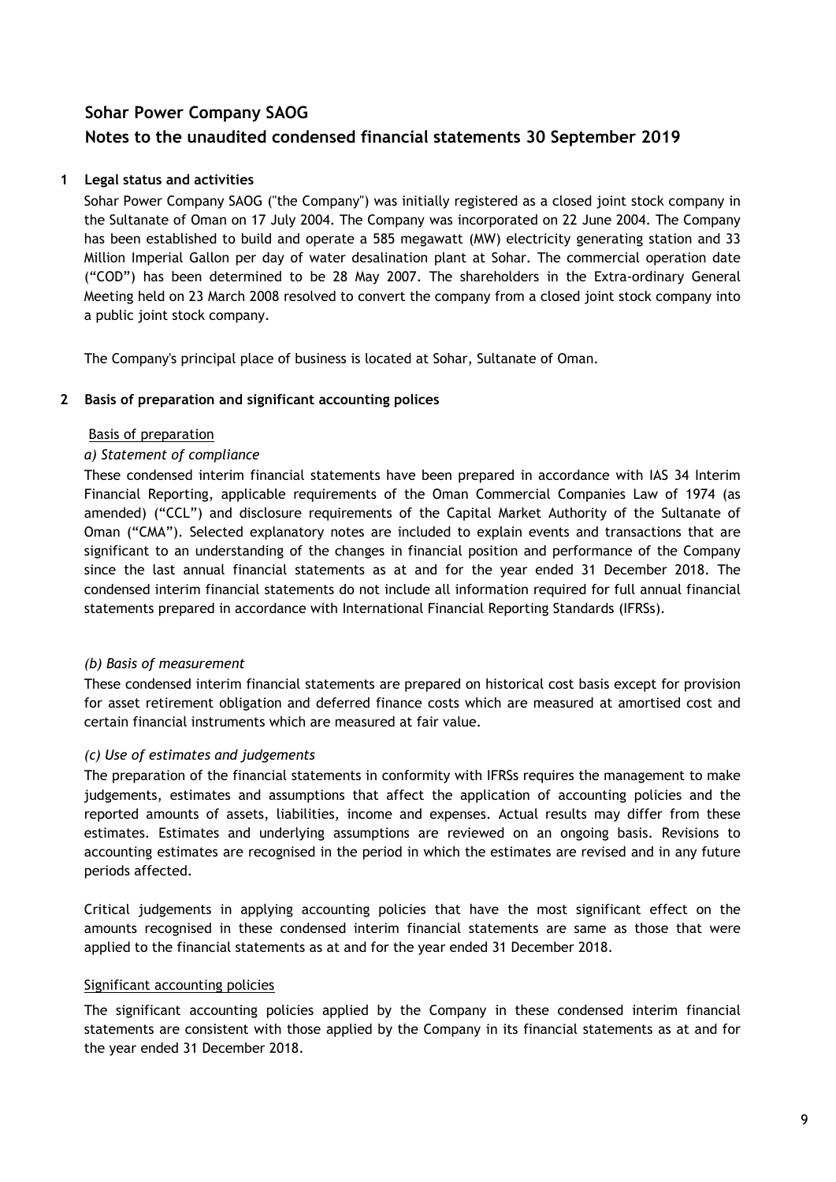# Sohar Power Company SAOG

## Notes to the unaudited condensed financial statements 30 September 2019

### 1 Legal status and activities

Sohar Power Company SAOG ("the Company") was initially registered as a closed joint stock company in the Sultanate of Oman on 17 July 2004. The Company was incorporated on 22 June 2004. The Company has been established to build and operate a 585 megawatt (MW) electricity generating station and 33 Million Imperial Gallon per day of water desalination plant at Sohar. The commercial operation date ("COD") has been determined to be 28 May 2007. The shareholders in the Extra-ordinary General Meeting held on 23 March 2008 resolved to convert the company from a closed joint stock company into a public joint stock company.

The Company's principal place of business is located at Sohar, Sultanate of Oman.

### 2 Basis of preparation and significant accounting polices

Basis of preparation

*a) Statement of compliance*

These condensed interim financial statements have been prepared in accordance with IAS 34 Interim Financial Reporting, applicable requirements of the Oman Commercial Companies Law of 1974 (as amended) ("CCL") and disclosure requirements of the Capital Market Authority of the Sultanate of Oman ("CMA"). Selected explanatory notes are included to explain events and transactions that are significant to an understanding of the changes in financial position and performance of the Company since the last annual financial statements as at and for the year ended 31 December 2018. The condensed interim financial statements do not include all information required for full annual financial statements prepared in accordance with International Financial Reporting Standards (IFRSs).

*(b) Basis of measurement*

These condensed interim financial statements are prepared on historical cost basis except for provision for asset retirement obligation and deferred finance costs which are measured at amortised cost and certain financial instruments which are measured at fair value.

*(c) Use of estimates and judgements*

The preparation of the financial statements in conformity with IFRSs requires the management to make judgements, estimates and assumptions that affect the application of accounting policies and the reported amounts of assets, liabilities, income and expenses. Actual results may differ from these estimates. Estimates and underlying assumptions are reviewed on an ongoing basis. Revisions to accounting estimates are recognised in the period in which the estimates are revised and in any future periods affected.

Critical judgements in applying accounting policies that have the most significant effect on the amounts recognised in these condensed interim financial statements are same as those that were applied to the financial statements as at and for the year ended 31 December 2018.

Significant accounting policies

The significant accounting policies applied by the Company in these condensed interim financial statements are consistent with those applied by the Company in its financial statements as at and for the year ended 31 December 2018.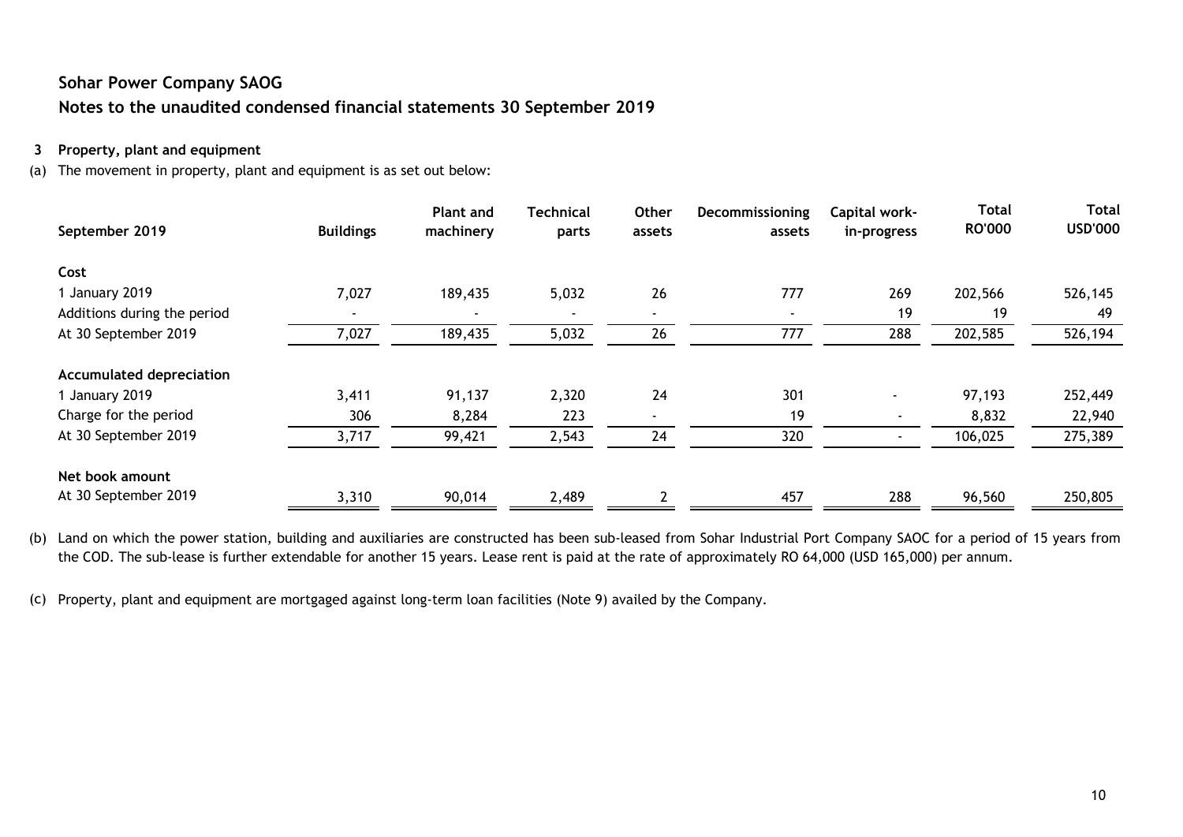# Sohar Power Company SAOG

## Notes to the unaudited condensed financial statements 30 September 2019

### 3 Property, plant and equipment

(a) The movement in property, plant and equipment is as set out below:

| September 2019 | Buildings | Plant and machinery | Technical parts | Other assets | Decommissioning assets | Capital work-in-progress | Total RO'000 | Total USD'000 |
|---|---|---|---|---|---|---|---|---|
| **Cost** | | | | | | | | |
| 1 January 2019 | 7,027 | 189,435 | 5,032 | 26 | 777 | 269 | 202,566 | 526,145 |
| Additions during the period | - | - | - | - | - | 19 | 19 | 49 |
| At 30 September 2019 | 7,027 | 189,435 | 5,032 | 26 | 777 | 288 | 202,585 | 526,194 |
| **Accumulated depreciation** | | | | | | | | |
| 1 January 2019 | 3,411 | 91,137 | 2,320 | 24 | 301 | - | 97,193 | 252,449 |
| Charge for the period | 306 | 8,284 | 223 | - | 19 | - | 8,832 | 22,940 |
| At 30 September 2019 | 3,717 | 99,421 | 2,543 | 24 | 320 | - | 106,025 | 275,389 |
| **Net book amount** | | | | | | | | |
| At 30 September 2019 | 3,310 | 90,014 | 2,489 | 2 | 457 | 288 | 96,560 | 250,805 |

(b) Land on which the power station, building and auxiliaries are constructed has been sub-leased from Sohar Industrial Port Company SAOC for a period of 15 years from the COD. The sub-lease is further extendable for another 15 years. Lease rent is paid at the rate of approximately RO 64,000 (USD 165,000) per annum.

(c) Property, plant and equipment are mortgaged against long-term loan facilities (Note 9) availed by the Company.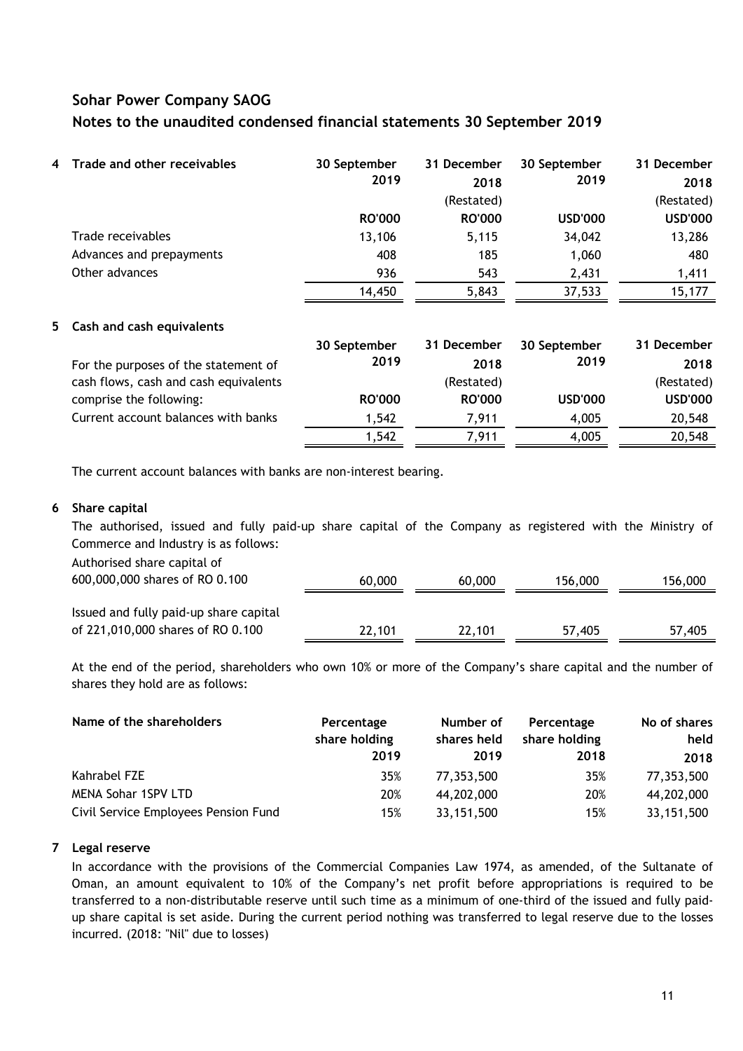## Sohar Power Company SAOG

## Notes to the unaudited condensed financial statements 30 September 2019

### 4 Trade and other receivables

| | 30 September 2019 | 31 December 2018 (Restated) | 30 September 2019 | 31 December 2018 (Restated) |
|---|---|---|---|---|
| | RO'000 | RO'000 | USD'000 | USD'000 |
| Trade receivables | 13,106 | 5,115 | 34,042 | 13,286 |
| Advances and prepayments | 408 | 185 | 1,060 | 480 |
| Other advances | 936 | 543 | 2,431 | 1,411 |
| | 14,450 | 5,843 | 37,533 | 15,177 |

### 5 Cash and cash equivalents

| For the purposes of the statement of cash flows, cash and cash equivalents comprise the following: | 30 September 2019 | 31 December 2018 (Restated) | 30 September 2019 | 31 December 2018 (Restated) |
|---|---|---|---|---|
| | RO'000 | RO'000 | USD'000 | USD'000 |
| Current account balances with banks | 1,542 | 7,911 | 4,005 | 20,548 |
| | 1,542 | 7,911 | 4,005 | 20,548 |

The current account balances with banks are non-interest bearing.

### 6 Share capital

The authorised, issued and fully paid-up share capital of the Company as registered with the Ministry of Commerce and Industry is as follows:

| | | | | |
|---|---|---|---|---|
| Authorised share capital of 600,000,000 shares of RO 0.100 | 60,000 | 60,000 | 156,000 | 156,000 |
| Issued and fully paid-up share capital of 221,010,000 shares of RO 0.100 | 22,101 | 22,101 | 57,405 | 57,405 |

At the end of the period, shareholders who own 10% or more of the Company's share capital and the number of shares they hold are as follows:

| Name of the shareholders | Percentage share holding 2019 | Number of shares held 2019 | Percentage share holding 2018 | No of shares held 2018 |
|---|---|---|---|---|
| Kahrabel FZE | 35% | 77,353,500 | 35% | 77,353,500 |
| MENA Sohar 1SPV LTD | 20% | 44,202,000 | 20% | 44,202,000 |
| Civil Service Employees Pension Fund | 15% | 33,151,500 | 15% | 33,151,500 |

### 7 Legal reserve

In accordance with the provisions of the Commercial Companies Law 1974, as amended, of the Sultanate of Oman, an amount equivalent to 10% of the Company's net profit before appropriations is required to be transferred to a non-distributable reserve until such time as a minimum of one-third of the issued and fully paid-up share capital is set aside. During the current period nothing was transferred to legal reserve due to the losses incurred. (2018: "Nil" due to losses)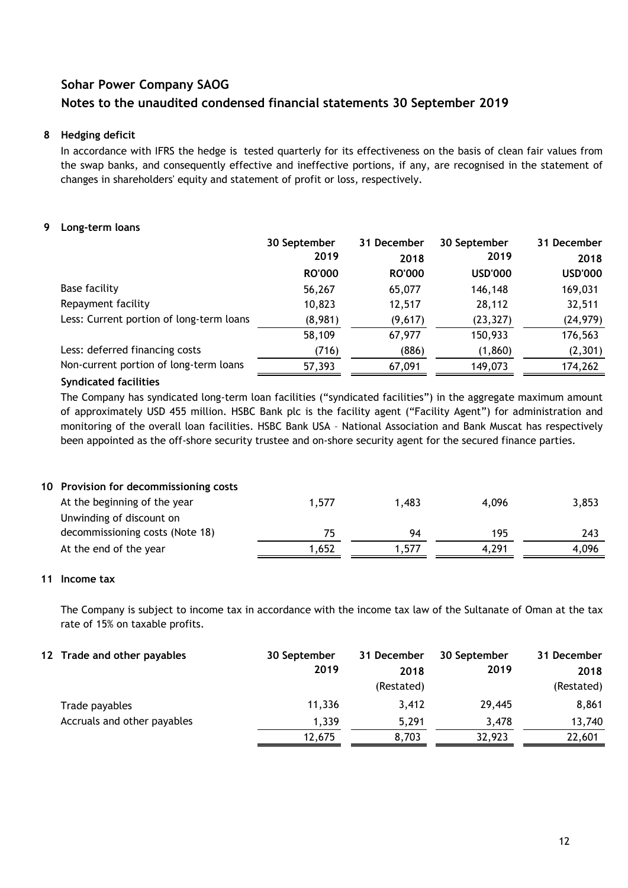## Sohar Power Company SAOG

## Notes to the unaudited condensed financial statements 30 September 2019

### 8 Hedging deficit

In accordance with IFRS the hedge is tested quarterly for its effectiveness on the basis of clean fair values from the swap banks, and consequently effective and ineffective portions, if any, are recognised in the statement of changes in shareholders' equity and statement of profit or loss, respectively.

### 9 Long-term loans

| | 30 September 2019 | 31 December 2018 | 30 September 2019 | 31 December 2018 |
|---|---|---|---|---|
| | RO'000 | RO'000 | USD'000 | USD'000 |
| Base facility | 56,267 | 65,077 | 146,148 | 169,031 |
| Repayment facility | 10,823 | 12,517 | 28,112 | 32,511 |
| Less: Current portion of long-term loans | (8,981) | (9,617) | (23,327) | (24,979) |
| | 58,109 | 67,977 | 150,933 | 176,563 |
| Less: deferred financing costs | (716) | (886) | (1,860) | (2,301) |
| Non-current portion of long-term loans | 57,393 | 67,091 | 149,073 | 174,262 |

**Syndicated facilities**

The Company has syndicated long-term loan facilities ("syndicated facilities") in the aggregate maximum amount of approximately USD 455 million. HSBC Bank plc is the facility agent ("Facility Agent") for administration and monitoring of the overall loan facilities. HSBC Bank USA – National Association and Bank Muscat has respectively been appointed as the off-shore security trustee and on-shore security agent for the secured finance parties.

### 10 Provision for decommissioning costs

| | | | | |
|---|---|---|---|---|
| At the beginning of the year | 1,577 | 1,483 | 4,096 | 3,853 |
| Unwinding of discount on decommissioning costs (Note 18) | 75 | 94 | 195 | 243 |
| At the end of the year | 1,652 | 1,577 | 4,291 | 4,096 |

### 11 Income tax

The Company is subject to income tax in accordance with the income tax law of the Sultanate of Oman at the tax rate of 15% on taxable profits.

### 12 Trade and other payables

| | 30 September 2019 | 31 December 2018 (Restated) | 30 September 2019 | 31 December 2018 (Restated) |
|---|---|---|---|---|
| Trade payables | 11,336 | 3,412 | 29,445 | 8,861 |
| Accruals and other payables | 1,339 | 5,291 | 3,478 | 13,740 |
| | 12,675 | 8,703 | 32,923 | 22,601 |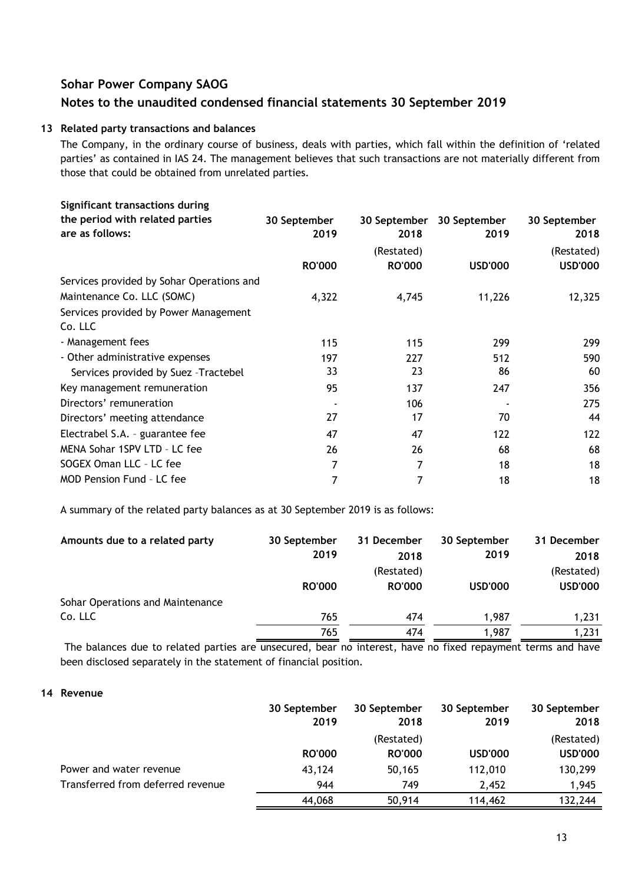## Sohar Power Company SAOG

## Notes to the unaudited condensed financial statements 30 September 2019

### 13 Related party transactions and balances

The Company, in the ordinary course of business, deals with parties, which fall within the definition of 'related parties' as contained in IAS 24. The management believes that such transactions are not materially different from those that could be obtained from unrelated parties.

| Significant transactions during the period with related parties are as follows: | 30 September 2019 | 30 September 2018 | 30 September 2019 | 30 September 2018 |
|---|---|---|---|---|
| | | (Restated) | | (Restated) |
| | RO'000 | RO'000 | USD'000 | USD'000 |
| Services provided by Sohar Operations and Maintenance Co. LLC (SOMC) | 4,322 | 4,745 | 11,226 | 12,325 |
| Services provided by Power Management Co. LLC | | | | |
| - Management fees | 115 | 115 | 299 | 299 |
| - Other administrative expenses | 197 | 227 | 512 | 590 |
| Services provided by Suez -Tractebel | 33 | 23 | 86 | 60 |
| Key management remuneration | 95 | 137 | 247 | 356 |
| Directors' remuneration | - | 106 | - | 275 |
| Directors' meeting attendance | 27 | 17 | 70 | 44 |
| Electrabel S.A. - guarantee fee | 47 | 47 | 122 | 122 |
| MENA Sohar 1SPV LTD - LC fee | 26 | 26 | 68 | 68 |
| SOGEX Oman LLC - LC fee | 7 | 7 | 18 | 18 |
| MOD Pension Fund - LC fee | 7 | 7 | 18 | 18 |

A summary of the related party balances as at 30 September 2019 is as follows:

| Amounts due to a related party | 30 September 2019 | 31 December 2018 | 30 September 2019 | 31 December 2018 |
|---|---|---|---|---|
| | | (Restated) | | (Restated) |
| | RO'000 | RO'000 | USD'000 | USD'000 |
| Sohar Operations and Maintenance Co. LLC | 765 | 474 | 1,987 | 1,231 |
| | 765 | 474 | 1,987 | 1,231 |

The balances due to related parties are unsecured, bear no interest, have no fixed repayment terms and have been disclosed separately in the statement of financial position.

### 14 Revenue

| | 30 September 2019 | 30 September 2018 | 30 September 2019 | 30 September 2018 |
|---|---|---|---|---|
| | | (Restated) | | (Restated) |
| | RO'000 | RO'000 | USD'000 | USD'000 |
| Power and water revenue | 43,124 | 50,165 | 112,010 | 130,299 |
| Transferred from deferred revenue | 944 | 749 | 2,452 | 1,945 |
| | 44,068 | 50,914 | 114,462 | 132,244 |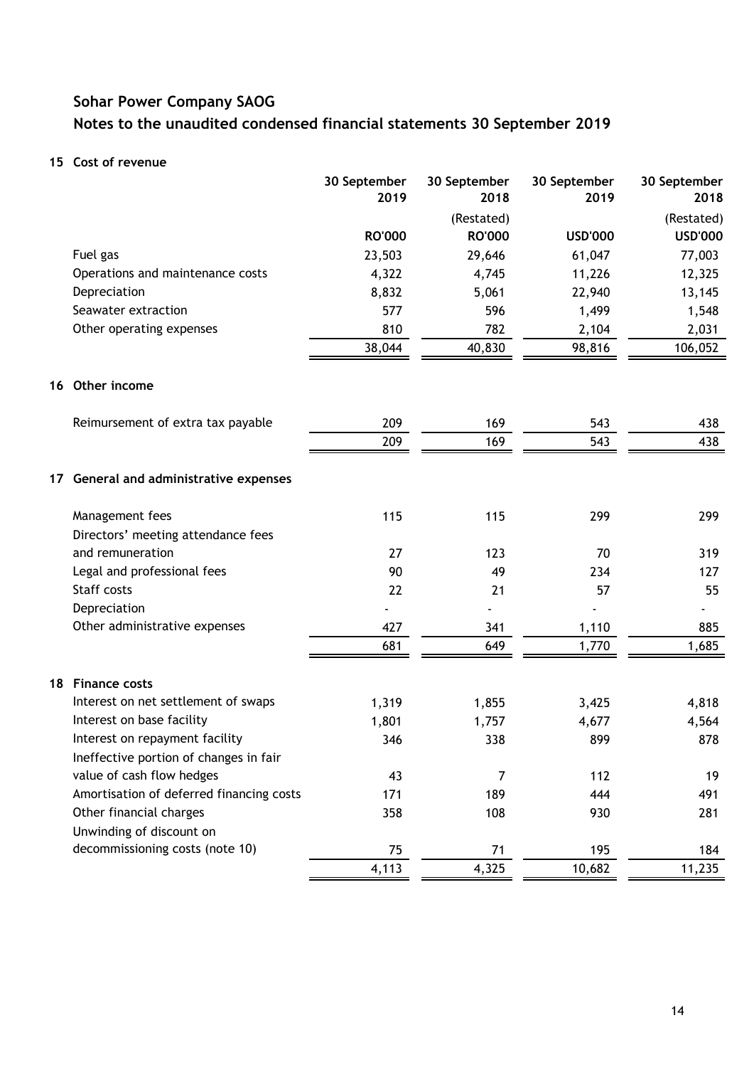## Sohar Power Company SAOG

## Notes to the unaudited condensed financial statements 30 September 2019

### 15 Cost of revenue

| | 30 September 2019 | 30 September 2018 | 30 September 2019 | 30 September 2018 |
|---|---|---|---|---|
| | | (Restated) | | (Restated) |
| | RO'000 | RO'000 | USD'000 | USD'000 |
| Fuel gas | 23,503 | 29,646 | 61,047 | 77,003 |
| Operations and maintenance costs | 4,322 | 4,745 | 11,226 | 12,325 |
| Depreciation | 8,832 | 5,061 | 22,940 | 13,145 |
| Seawater extraction | 577 | 596 | 1,499 | 1,548 |
| Other operating expenses | 810 | 782 | 2,104 | 2,031 |
| | 38,044 | 40,830 | 98,816 | 106,052 |

### 16 Other income

| | | | | |
|---|---|---|---|---|
| Reimursement of extra tax payable | 209 | 169 | 543 | 438 |
| | 209 | 169 | 543 | 438 |

### 17 General and administrative expenses

| | | | | |
|---|---|---|---|---|
| Management fees | 115 | 115 | 299 | 299 |
| Directors' meeting attendance fees and remuneration | 27 | 123 | 70 | 319 |
| Legal and professional fees | 90 | 49 | 234 | 127 |
| Staff costs | 22 | 21 | 57 | 55 |
| Depreciation | - | - | - | - |
| Other administrative expenses | 427 | 341 | 1,110 | 885 |
| | 681 | 649 | 1,770 | 1,685 |

### 18 Finance costs

| | | | | |
|---|---|---|---|---|
| Interest on net settlement of swaps | 1,319 | 1,855 | 3,425 | 4,818 |
| Interest on base facility | 1,801 | 1,757 | 4,677 | 4,564 |
| Interest on repayment facility | 346 | 338 | 899 | 878 |
| Ineffective portion of changes in fair value of cash flow hedges | 43 | 7 | 112 | 19 |
| Amortisation of deferred financing costs | 171 | 189 | 444 | 491 |
| Other financial charges | 358 | 108 | 930 | 281 |
| Unwinding of discount on decommissioning costs (note 10) | 75 | 71 | 195 | 184 |
| | 4,113 | 4,325 | 10,682 | 11,235 |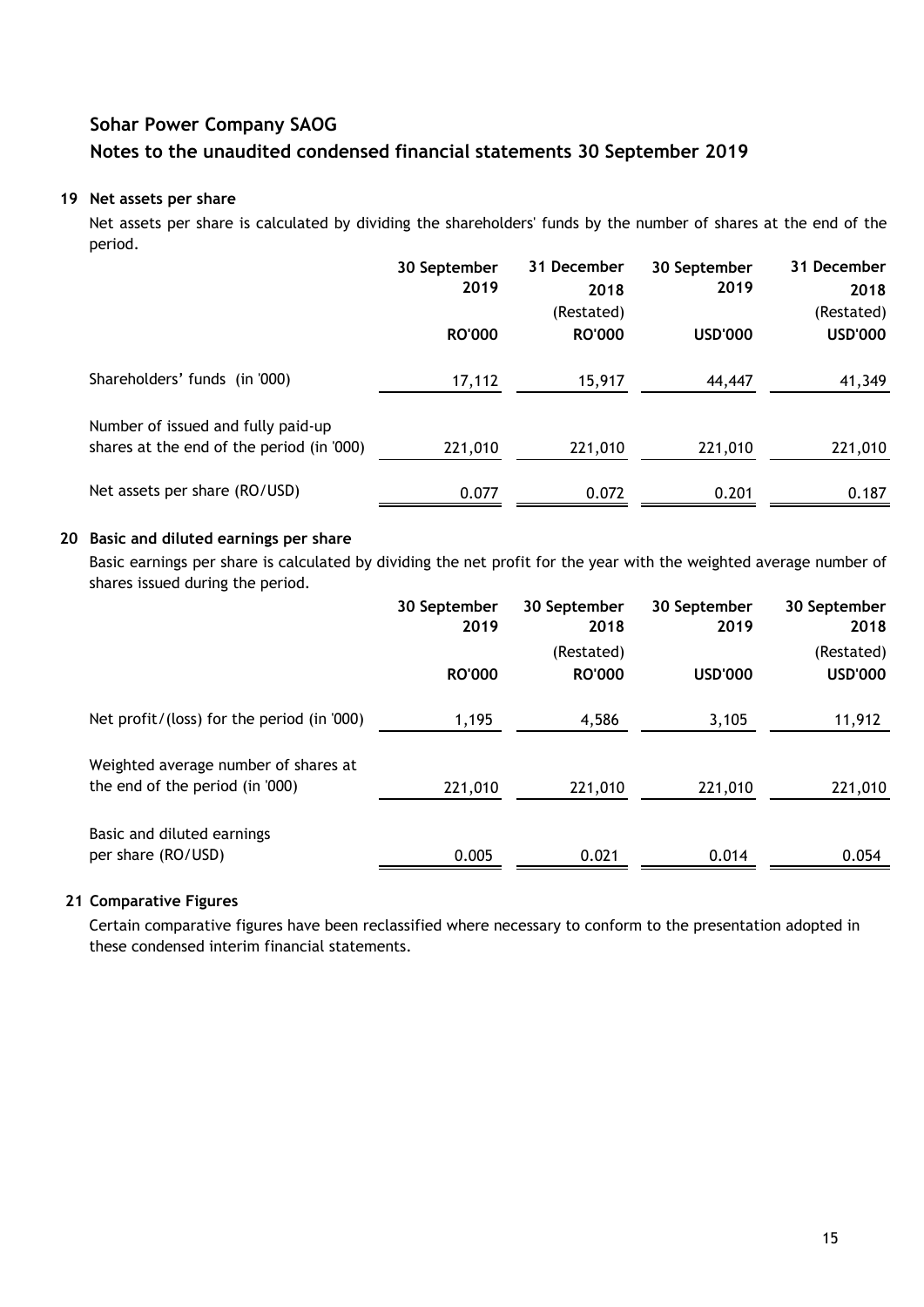## Sohar Power Company SAOG

## Notes to the unaudited condensed financial statements 30 September 2019

### 19 Net assets per share

Net assets per share is calculated by dividing the shareholders' funds by the number of shares at the end of the period.

| | 30 September 2019 | 31 December 2018 (Restated) | 30 September 2019 | 31 December 2018 (Restated) |
|---|---|---|---|---|
| | RO'000 | RO'000 | USD'000 | USD'000 |
| Shareholders' funds (in '000) | 17,112 | 15,917 | 44,447 | 41,349 |
| Number of issued and fully paid-up shares at the end of the period (in '000) | 221,010 | 221,010 | 221,010 | 221,010 |
| Net assets per share (RO/USD) | 0.077 | 0.072 | 0.201 | 0.187 |

### 20 Basic and diluted earnings per share

Basic earnings per share is calculated by dividing the net profit for the year with the weighted average number of shares issued during the period.

| | 30 September 2019 | 30 September 2018 (Restated) | 30 September 2019 | 30 September 2018 (Restated) |
|---|---|---|---|---|
| | RO'000 | RO'000 | USD'000 | USD'000 |
| Net profit/(loss) for the period (in '000) | 1,195 | 4,586 | 3,105 | 11,912 |
| Weighted average number of shares at the end of the period (in '000) | 221,010 | 221,010 | 221,010 | 221,010 |
| Basic and diluted earnings per share (RO/USD) | 0.005 | 0.021 | 0.014 | 0.054 |

### 21 Comparative Figures

Certain comparative figures have been reclassified where necessary to conform to the presentation adopted in these condensed interim financial statements.